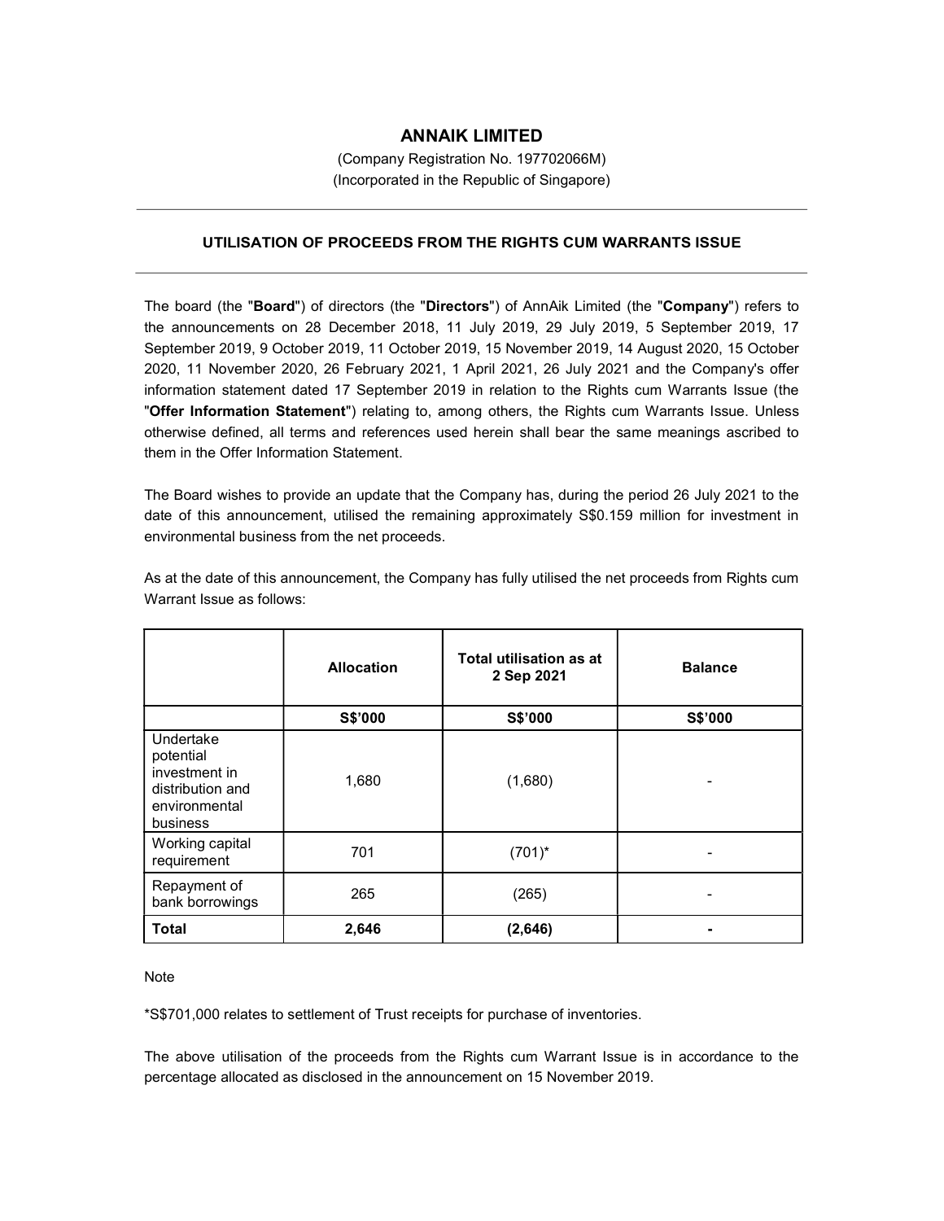# ANNAIK LIMITED

(Company Registration No. 197702066M)
(Incorporated in the Republic of Singapore)

## UTILISATION OF PROCEEDS FROM THE RIGHTS CUM WARRANTS ISSUE

The board (the "**Board**") of directors (the "**Directors**") of AnnAik Limited (the "**Company**") refers to the announcements on 28 December 2018, 11 July 2019, 29 July 2019, 5 September 2019, 17 September 2019, 9 October 2019, 11 October 2019, 15 November 2019, 14 August 2020, 15 October 2020, 11 November 2020, 26 February 2021, 1 April 2021, 26 July 2021 and the Company's offer information statement dated 17 September 2019 in relation to the Rights cum Warrants Issue (the "**Offer Information Statement**") relating to, among others, the Rights cum Warrants Issue. Unless otherwise defined, all terms and references used herein shall bear the same meanings ascribed to them in the Offer Information Statement.

The Board wishes to provide an update that the Company has, during the period 26 July 2021 to the date of this announcement, utilised the remaining approximately S$0.159 million for investment in environmental business from the net proceeds.

As at the date of this announcement, the Company has fully utilised the net proceeds from Rights cum Warrant Issue as follows:

| | **Allocation** | **Total utilisation as at 2 Sep 2021** | **Balance** |
|---|---|---|---|
| | **S$'000** | **S$'000** | **S$'000** |
| Undertake potential investment in distribution and environmental business | 1,680 | (1,680) | - |
| Working capital requirement | 701 | (701)* | - |
| Repayment of bank borrowings | 265 | (265) | - |
| **Total** | **2,646** | **(2,646)** | **-** |

Note

*S$701,000 relates to settlement of Trust receipts for purchase of inventories.

The above utilisation of the proceeds from the Rights cum Warrant Issue is in accordance to the percentage allocated as disclosed in the announcement on 15 November 2019.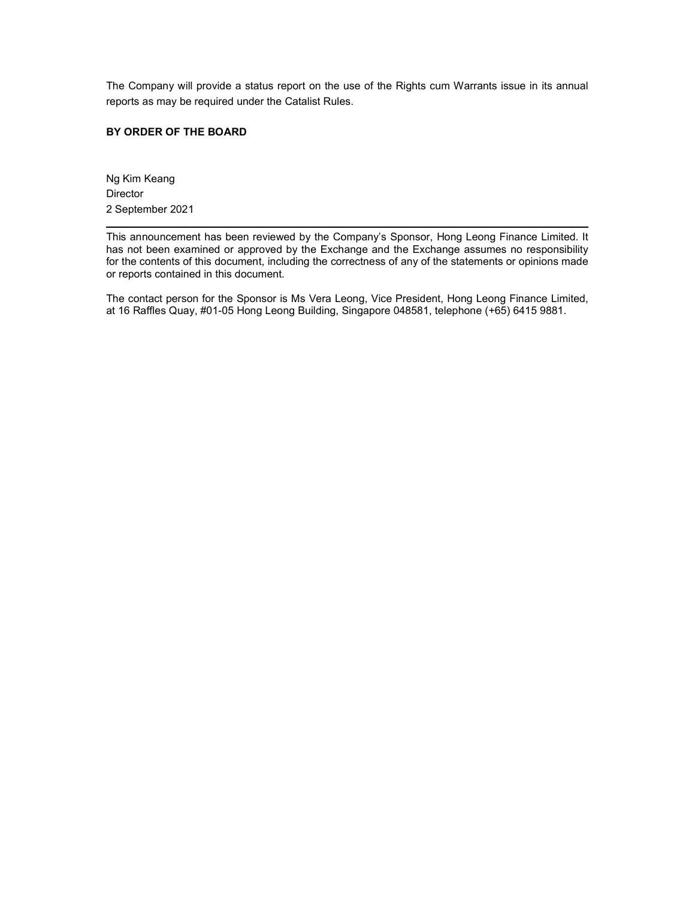The Company will provide a status report on the use of the Rights cum Warrants issue in its annual reports as may be required under the Catalist Rules.

**BY ORDER OF THE BOARD**

Ng Kim Keang
Director
2 September 2021

---

This announcement has been reviewed by the Company's Sponsor, Hong Leong Finance Limited. It has not been examined or approved by the Exchange and the Exchange assumes no responsibility for the contents of this document, including the correctness of any of the statements or opinions made or reports contained in this document.

The contact person for the Sponsor is Ms Vera Leong, Vice President, Hong Leong Finance Limited, at 16 Raffles Quay, #01-05 Hong Leong Building, Singapore 048581, telephone (+65) 6415 9881.